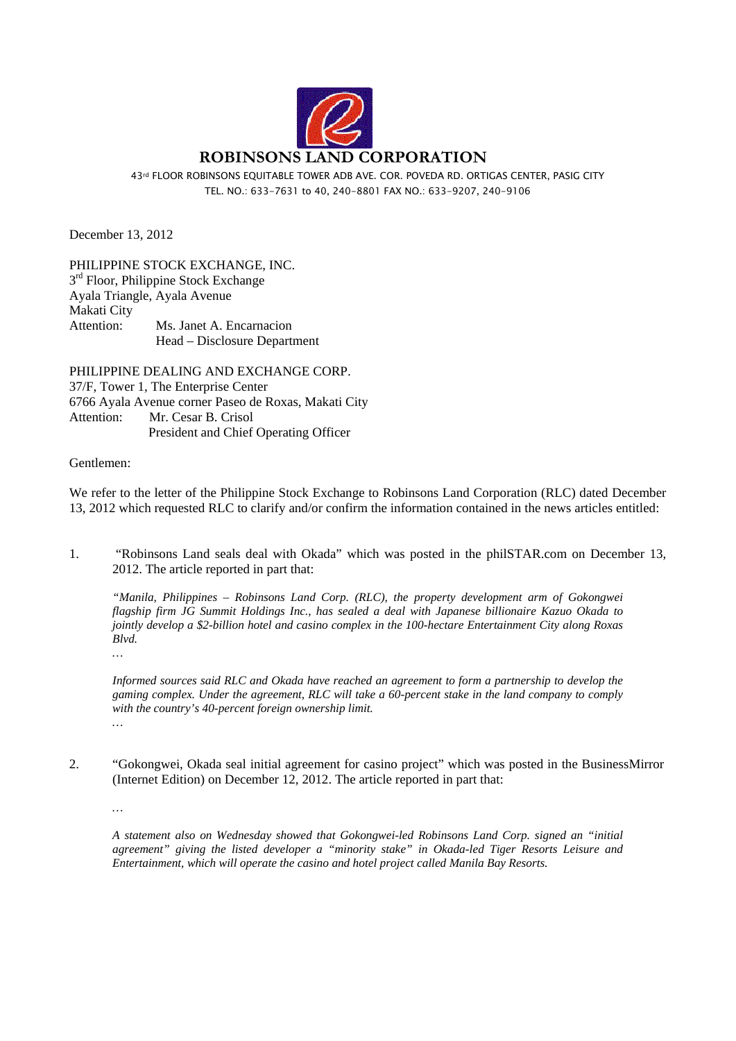# ROBINSONS LAND CORPORATION

43rd FLOOR ROBINSONS EQUITABLE TOWER ADB AVE. COR. POVEDA RD. ORTIGAS CENTER, PASIG CITY
TEL. NO.: 633-7631 to 40, 240-8801 FAX NO.: 633-9207, 240-9106

December 13, 2012

PHILIPPINE STOCK EXCHANGE, INC.
3rd Floor, Philippine Stock Exchange
Ayala Triangle, Ayala Avenue
Makati City
Attention: Ms. Janet A. Encarnacion
Head – Disclosure Department

PHILIPPINE DEALING AND EXCHANGE CORP.
37/F, Tower 1, The Enterprise Center
6766 Ayala Avenue corner Paseo de Roxas, Makati City
Attention: Mr. Cesar B. Crisol
President and Chief Operating Officer

Gentlemen:

We refer to the letter of the Philippine Stock Exchange to Robinsons Land Corporation (RLC) dated December 13, 2012 which requested RLC to clarify and/or confirm the information contained in the news articles entitled:

1. "Robinsons Land seals deal with Okada" which was posted in the philSTAR.com on December 13, 2012. The article reported in part that:

   *"Manila, Philippines – Robinsons Land Corp. (RLC), the property development arm of Gokongwei flagship firm JG Summit Holdings Inc., has sealed a deal with Japanese billionaire Kazuo Okada to jointly develop a $2-billion hotel and casino complex in the 100-hectare Entertainment City along Roxas Blvd.*

   *…*

   *Informed sources said RLC and Okada have reached an agreement to form a partnership to develop the gaming complex. Under the agreement, RLC will take a 60-percent stake in the land company to comply with the country's 40-percent foreign ownership limit.*

   *…*

2. "Gokongwei, Okada seal initial agreement for casino project" which was posted in the BusinessMirror (Internet Edition) on December 12, 2012. The article reported in part that:

   *…*

   *A statement also on Wednesday showed that Gokongwei-led Robinsons Land Corp. signed an "initial agreement" giving the listed developer a "minority stake" in Okada-led Tiger Resorts Leisure and Entertainment, which will operate the casino and hotel project called Manila Bay Resorts.*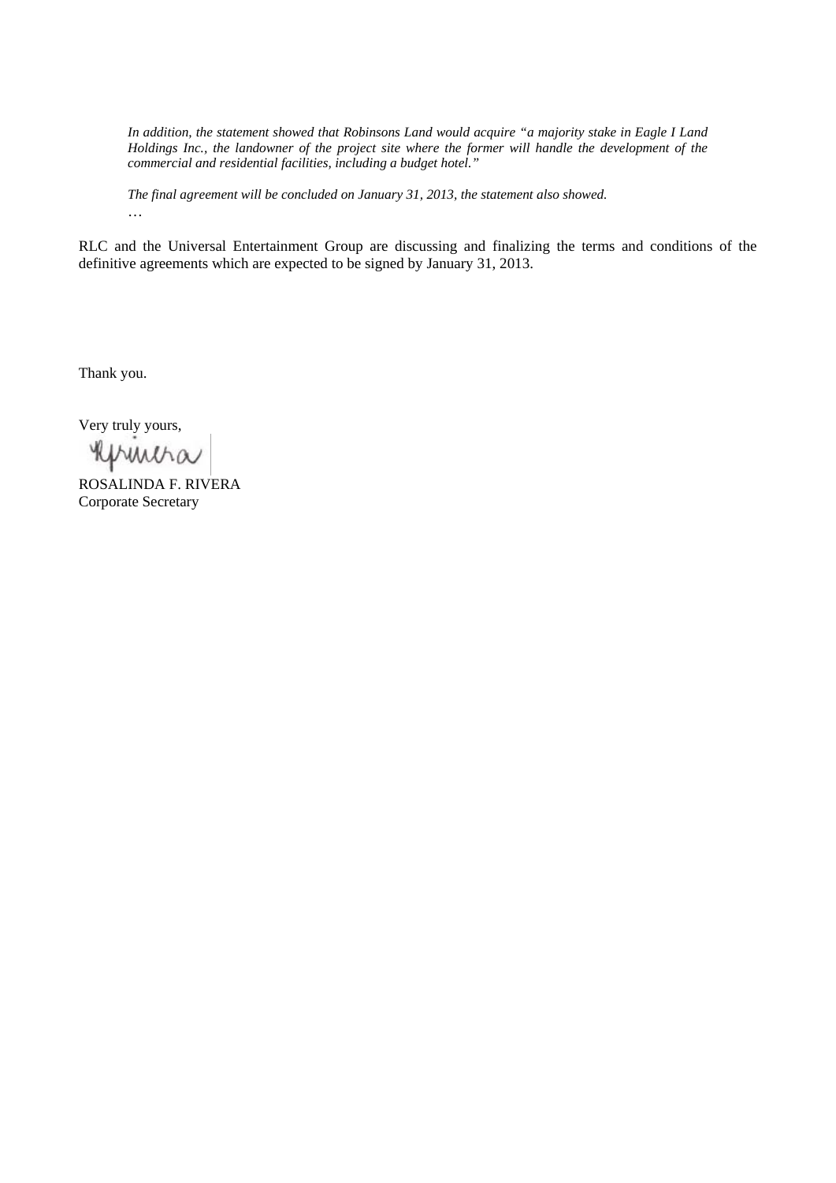*In addition, the statement showed that Robinsons Land would acquire "a majority stake in Eagle I Land Holdings Inc., the landowner of the project site where the former will handle the development of the commercial and residential facilities, including a budget hotel."*

*The final agreement will be concluded on January 31, 2013, the statement also showed.*

…

RLC and the Universal Entertainment Group are discussing and finalizing the terms and conditions of the definitive agreements which are expected to be signed by January 31, 2013.

Thank you.

Very truly yours,

ROSALINDA F. RIVERA
Corporate Secretary